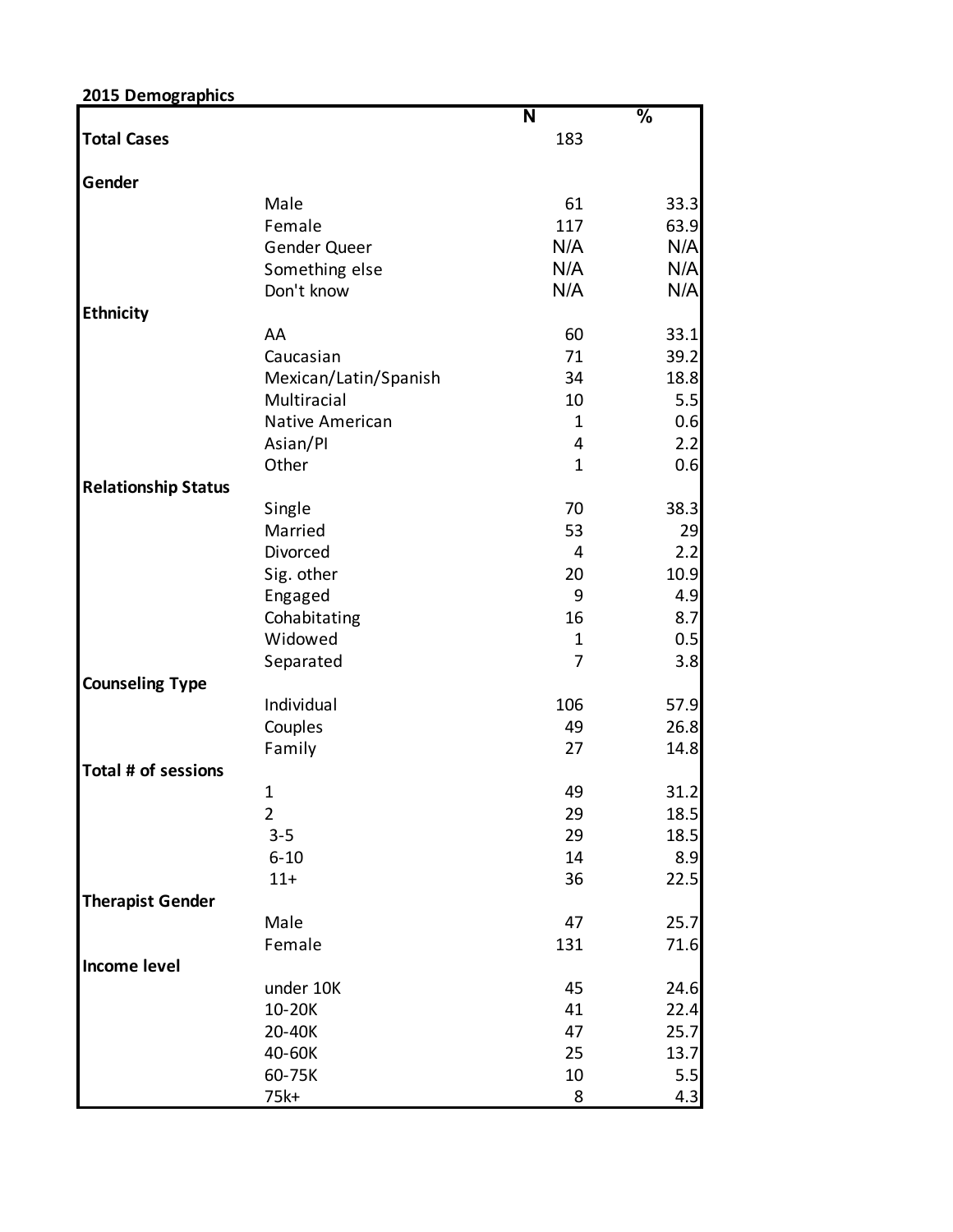**2015 Demographics**

| | | N | % |
|---|---|---|---|
| **Total Cases** | | 183 | |
| **Gender** | | | |
| | Male | 61 | 33.3 |
| | Female | 117 | 63.9 |
| | Gender Queer | N/A | N/A |
| | Something else | N/A | N/A |
| | Don't know | N/A | N/A |
| **Ethnicity** | | | |
| | AA | 60 | 33.1 |
| | Caucasian | 71 | 39.2 |
| | Mexican/Latin/Spanish | 34 | 18.8 |
| | Multiracial | 10 | 5.5 |
| | Native American | 1 | 0.6 |
| | Asian/PI | 4 | 2.2 |
| | Other | 1 | 0.6 |
| **Relationship Status** | | | |
| | Single | 70 | 38.3 |
| | Married | 53 | 29 |
| | Divorced | 4 | 2.2 |
| | Sig. other | 20 | 10.9 |
| | Engaged | 9 | 4.9 |
| | Cohabitating | 16 | 8.7 |
| | Widowed | 1 | 0.5 |
| | Separated | 7 | 3.8 |
| **Counseling Type** | | | |
| | Individual | 106 | 57.9 |
| | Couples | 49 | 26.8 |
| | Family | 27 | 14.8 |
| **Total # of sessions** | | | |
| | 1 | 49 | 31.2 |
| | 2 | 29 | 18.5 |
| | 3-5 | 29 | 18.5 |
| | 6-10 | 14 | 8.9 |
| | 11+ | 36 | 22.5 |
| **Therapist Gender** | | | |
| | Male | 47 | 25.7 |
| | Female | 131 | 71.6 |
| **Income level** | | | |
| | under 10K | 45 | 24.6 |
| | 10-20K | 41 | 22.4 |
| | 20-40K | 47 | 25.7 |
| | 40-60K | 25 | 13.7 |
| | 60-75K | 10 | 5.5 |
| | 75k+ | 8 | 4.3 |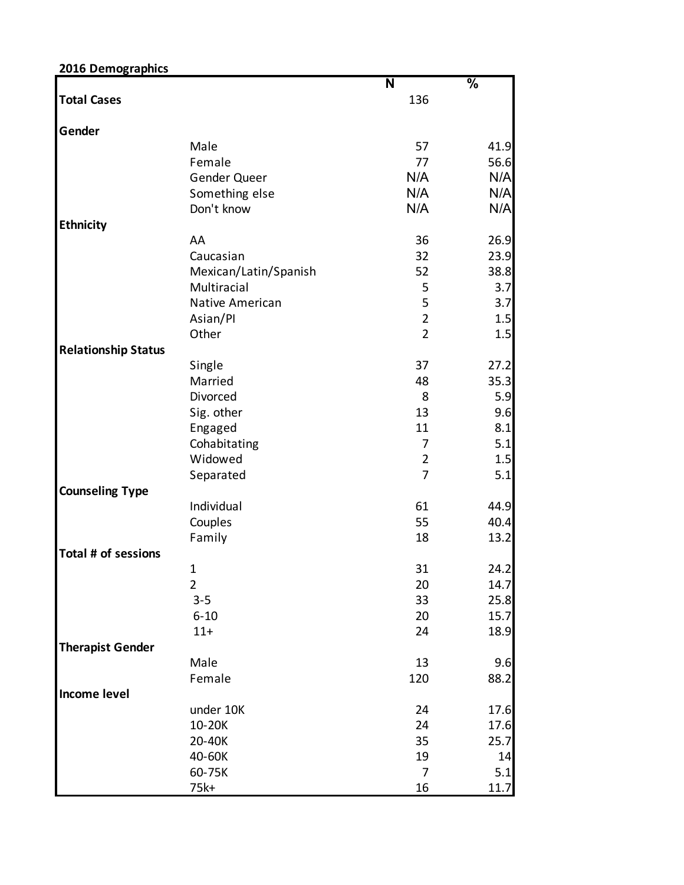**2016 Demographics**

| | | N | % |
|---|---|---|---|
| **Total Cases** | | 136 | |
| **Gender** | | | |
| | Male | 57 | 41.9 |
| | Female | 77 | 56.6 |
| | Gender Queer | N/A | N/A |
| | Something else | N/A | N/A |
| | Don't know | N/A | N/A |
| **Ethnicity** | | | |
| | AA | 36 | 26.9 |
| | Caucasian | 32 | 23.9 |
| | Mexican/Latin/Spanish | 52 | 38.8 |
| | Multiracial | 5 | 3.7 |
| | Native American | 5 | 3.7 |
| | Asian/PI | 2 | 1.5 |
| | Other | 2 | 1.5 |
| **Relationship Status** | | | |
| | Single | 37 | 27.2 |
| | Married | 48 | 35.3 |
| | Divorced | 8 | 5.9 |
| | Sig. other | 13 | 9.6 |
| | Engaged | 11 | 8.1 |
| | Cohabitating | 7 | 5.1 |
| | Widowed | 2 | 1.5 |
| | Separated | 7 | 5.1 |
| **Counseling Type** | | | |
| | Individual | 61 | 44.9 |
| | Couples | 55 | 40.4 |
| | Family | 18 | 13.2 |
| **Total # of sessions** | | | |
| | 1 | 31 | 24.2 |
| | 2 | 20 | 14.7 |
| | 3-5 | 33 | 25.8 |
| | 6-10 | 20 | 15.7 |
| | 11+ | 24 | 18.9 |
| **Therapist Gender** | | | |
| | Male | 13 | 9.6 |
| | Female | 120 | 88.2 |
| **Income level** | | | |
| | under 10K | 24 | 17.6 |
| | 10-20K | 24 | 17.6 |
| | 20-40K | 35 | 25.7 |
| | 40-60K | 19 | 14 |
| | 60-75K | 7 | 5.1 |
| | 75k+ | 16 | 11.7 |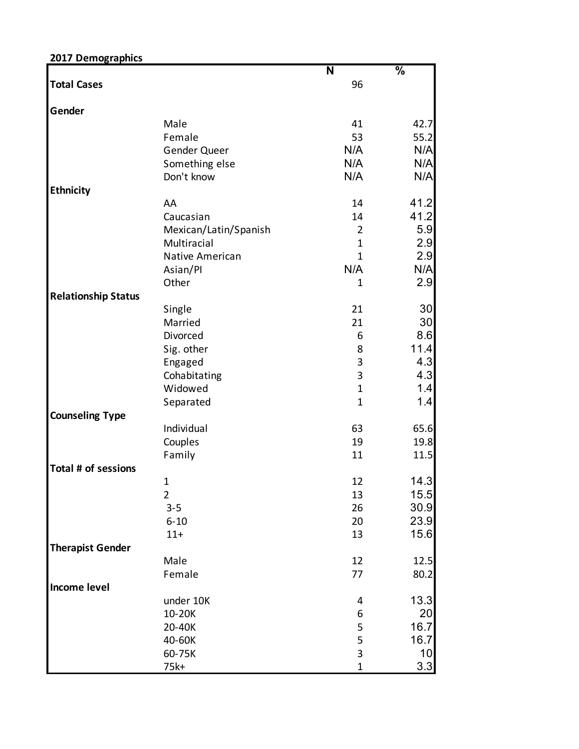**2017 Demographics**

| | | N | % |
|---|---|---|---|
| **Total Cases** | | 96 | |
| **Gender** | | | |
| | Male | 41 | 42.7 |
| | Female | 53 | 55.2 |
| | Gender Queer | N/A | N/A |
| | Something else | N/A | N/A |
| | Don't know | N/A | N/A |
| **Ethnicity** | | | |
| | AA | 14 | 41.2 |
| | Caucasian | 14 | 41.2 |
| | Mexican/Latin/Spanish | 2 | 5.9 |
| | Multiracial | 1 | 2.9 |
| | Native American | 1 | 2.9 |
| | Asian/PI | N/A | N/A |
| | Other | 1 | 2.9 |
| **Relationship Status** | | | |
| | Single | 21 | 30 |
| | Married | 21 | 30 |
| | Divorced | 6 | 8.6 |
| | Sig. other | 8 | 11.4 |
| | Engaged | 3 | 4.3 |
| | Cohabitating | 3 | 4.3 |
| | Widowed | 1 | 1.4 |
| | Separated | 1 | 1.4 |
| **Counseling Type** | | | |
| | Individual | 63 | 65.6 |
| | Couples | 19 | 19.8 |
| | Family | 11 | 11.5 |
| **Total # of sessions** | | | |
| | 1 | 12 | 14.3 |
| | 2 | 13 | 15.5 |
| | 3-5 | 26 | 30.9 |
| | 6-10 | 20 | 23.9 |
| | 11+ | 13 | 15.6 |
| **Therapist Gender** | | | |
| | Male | 12 | 12.5 |
| | Female | 77 | 80.2 |
| **Income level** | | | |
| | under 10K | 4 | 13.3 |
| | 10-20K | 6 | 20 |
| | 20-40K | 5 | 16.7 |
| | 40-60K | 5 | 16.7 |
| | 60-75K | 3 | 10 |
| | 75k+ | 1 | 3.3 |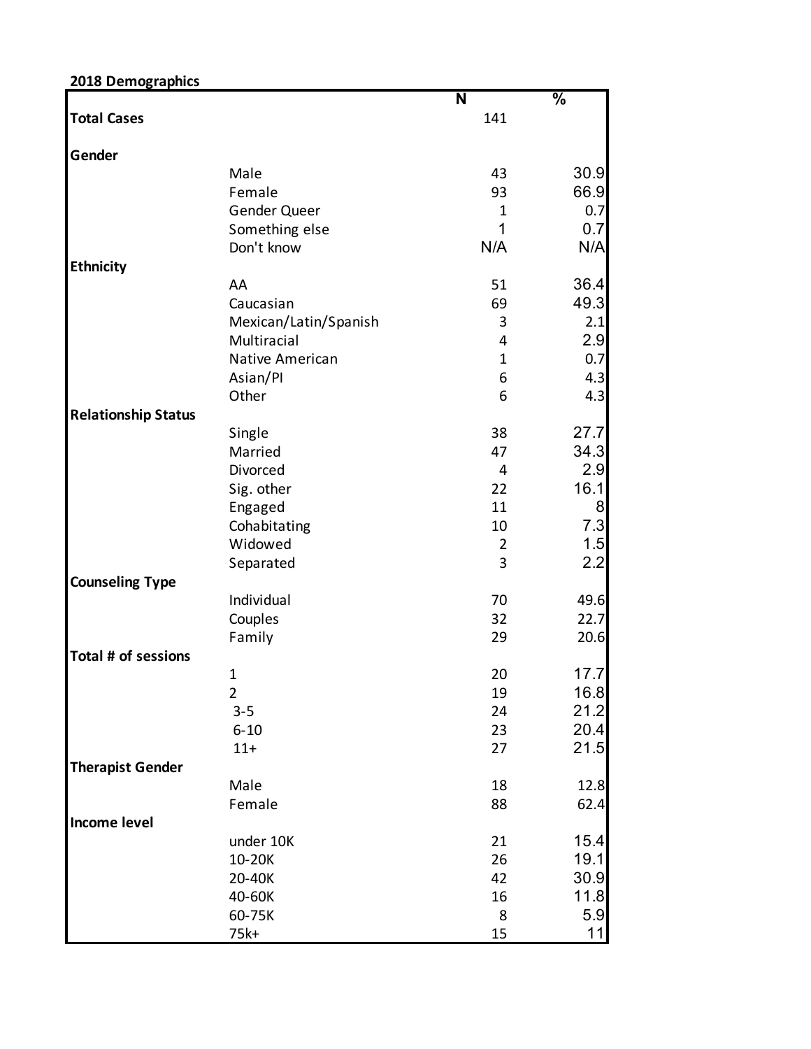**2018 Demographics**

| | | N | % |
|---|---|---|---|
| **Total Cases** | | 141 | |
| **Gender** | | | |
| | Male | 43 | 30.9 |
| | Female | 93 | 66.9 |
| | Gender Queer | 1 | 0.7 |
| | Something else | 1 | 0.7 |
| | Don't know | N/A | N/A |
| **Ethnicity** | | | |
| | AA | 51 | 36.4 |
| | Caucasian | 69 | 49.3 |
| | Mexican/Latin/Spanish | 3 | 2.1 |
| | Multiracial | 4 | 2.9 |
| | Native American | 1 | 0.7 |
| | Asian/PI | 6 | 4.3 |
| | Other | 6 | 4.3 |
| **Relationship Status** | | | |
| | Single | 38 | 27.7 |
| | Married | 47 | 34.3 |
| | Divorced | 4 | 2.9 |
| | Sig. other | 22 | 16.1 |
| | Engaged | 11 | 8 |
| | Cohabitating | 10 | 7.3 |
| | Widowed | 2 | 1.5 |
| | Separated | 3 | 2.2 |
| **Counseling Type** | | | |
| | Individual | 70 | 49.6 |
| | Couples | 32 | 22.7 |
| | Family | 29 | 20.6 |
| **Total # of sessions** | | | |
| | 1 | 20 | 17.7 |
| | 2 | 19 | 16.8 |
| | 3-5 | 24 | 21.2 |
| | 6-10 | 23 | 20.4 |
| | 11+ | 27 | 21.5 |
| **Therapist Gender** | | | |
| | Male | 18 | 12.8 |
| | Female | 88 | 62.4 |
| **Income level** | | | |
| | under 10K | 21 | 15.4 |
| | 10-20K | 26 | 19.1 |
| | 20-40K | 42 | 30.9 |
| | 40-60K | 16 | 11.8 |
| | 60-75K | 8 | 5.9 |
| | 75k+ | 15 | 11 |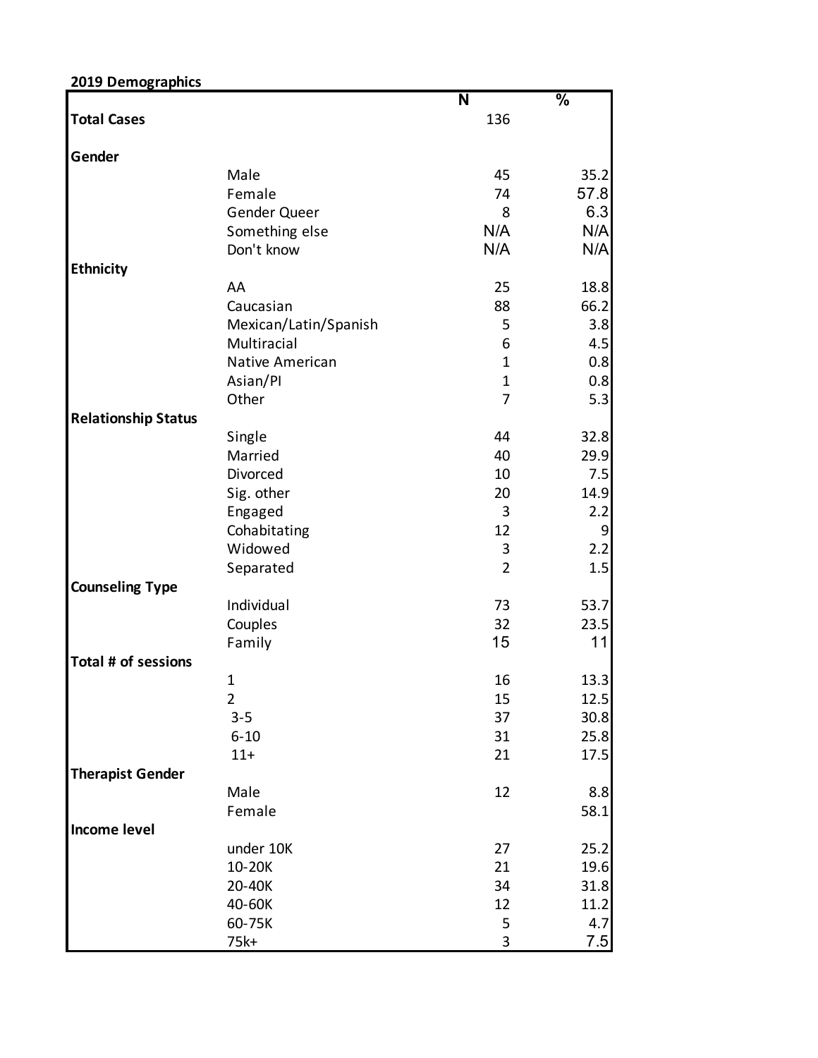**2019 Demographics**

| | | N | % |
|---|---|---|---|
| **Total Cases** | | 136 | |
| **Gender** | | | |
| | Male | 45 | 35.2 |
| | Female | 74 | 57.8 |
| | Gender Queer | 8 | 6.3 |
| | Something else | N/A | N/A |
| | Don't know | N/A | N/A |
| **Ethnicity** | | | |
| | AA | 25 | 18.8 |
| | Caucasian | 88 | 66.2 |
| | Mexican/Latin/Spanish | 5 | 3.8 |
| | Multiracial | 6 | 4.5 |
| | Native American | 1 | 0.8 |
| | Asian/PI | 1 | 0.8 |
| | Other | 7 | 5.3 |
| **Relationship Status** | | | |
| | Single | 44 | 32.8 |
| | Married | 40 | 29.9 |
| | Divorced | 10 | 7.5 |
| | Sig. other | 20 | 14.9 |
| | Engaged | 3 | 2.2 |
| | Cohabitating | 12 | 9 |
| | Widowed | 3 | 2.2 |
| | Separated | 2 | 1.5 |
| **Counseling Type** | | | |
| | Individual | 73 | 53.7 |
| | Couples | 32 | 23.5 |
| | Family | 15 | 11 |
| **Total # of sessions** | | | |
| | 1 | 16 | 13.3 |
| | 2 | 15 | 12.5 |
| | 3-5 | 37 | 30.8 |
| | 6-10 | 31 | 25.8 |
| | 11+ | 21 | 17.5 |
| **Therapist Gender** | | | |
| | Male | 12 | 8.8 |
| | Female | | 58.1 |
| **Income level** | | | |
| | under 10K | 27 | 25.2 |
| | 10-20K | 21 | 19.6 |
| | 20-40K | 34 | 31.8 |
| | 40-60K | 12 | 11.2 |
| | 60-75K | 5 | 4.7 |
| | 75k+ | 3 | 7.5 |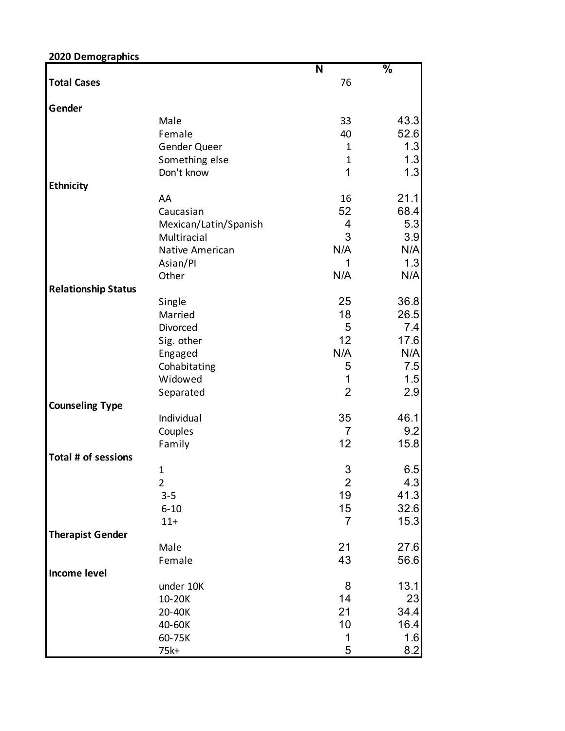**2020 Demographics**

| | | N | % |
|---|---|---|---|
| **Total Cases** | | 76 | |
| **Gender** | | | |
| | Male | 33 | 43.3 |
| | Female | 40 | 52.6 |
| | Gender Queer | 1 | 1.3 |
| | Something else | 1 | 1.3 |
| | Don't know | 1 | 1.3 |
| **Ethnicity** | | | |
| | AA | 16 | 21.1 |
| | Caucasian | 52 | 68.4 |
| | Mexican/Latin/Spanish | 4 | 5.3 |
| | Multiracial | 3 | 3.9 |
| | Native American | N/A | N/A |
| | Asian/PI | 1 | 1.3 |
| | Other | N/A | N/A |
| **Relationship Status** | | | |
| | Single | 25 | 36.8 |
| | Married | 18 | 26.5 |
| | Divorced | 5 | 7.4 |
| | Sig. other | 12 | 17.6 |
| | Engaged | N/A | N/A |
| | Cohabitating | 5 | 7.5 |
| | Widowed | 1 | 1.5 |
| | Separated | 2 | 2.9 |
| **Counseling Type** | | | |
| | Individual | 35 | 46.1 |
| | Couples | 7 | 9.2 |
| | Family | 12 | 15.8 |
| **Total # of sessions** | | | |
| | 1 | 3 | 6.5 |
| | 2 | 2 | 4.3 |
| | 3-5 | 19 | 41.3 |
| | 6-10 | 15 | 32.6 |
| | 11+ | 7 | 15.3 |
| **Therapist Gender** | | | |
| | Male | 21 | 27.6 |
| | Female | 43 | 56.6 |
| **Income level** | | | |
| | under 10K | 8 | 13.1 |
| | 10-20K | 14 | 23 |
| | 20-40K | 21 | 34.4 |
| | 40-60K | 10 | 16.4 |
| | 60-75K | 1 | 1.6 |
| | 75k+ | 5 | 8.2 |